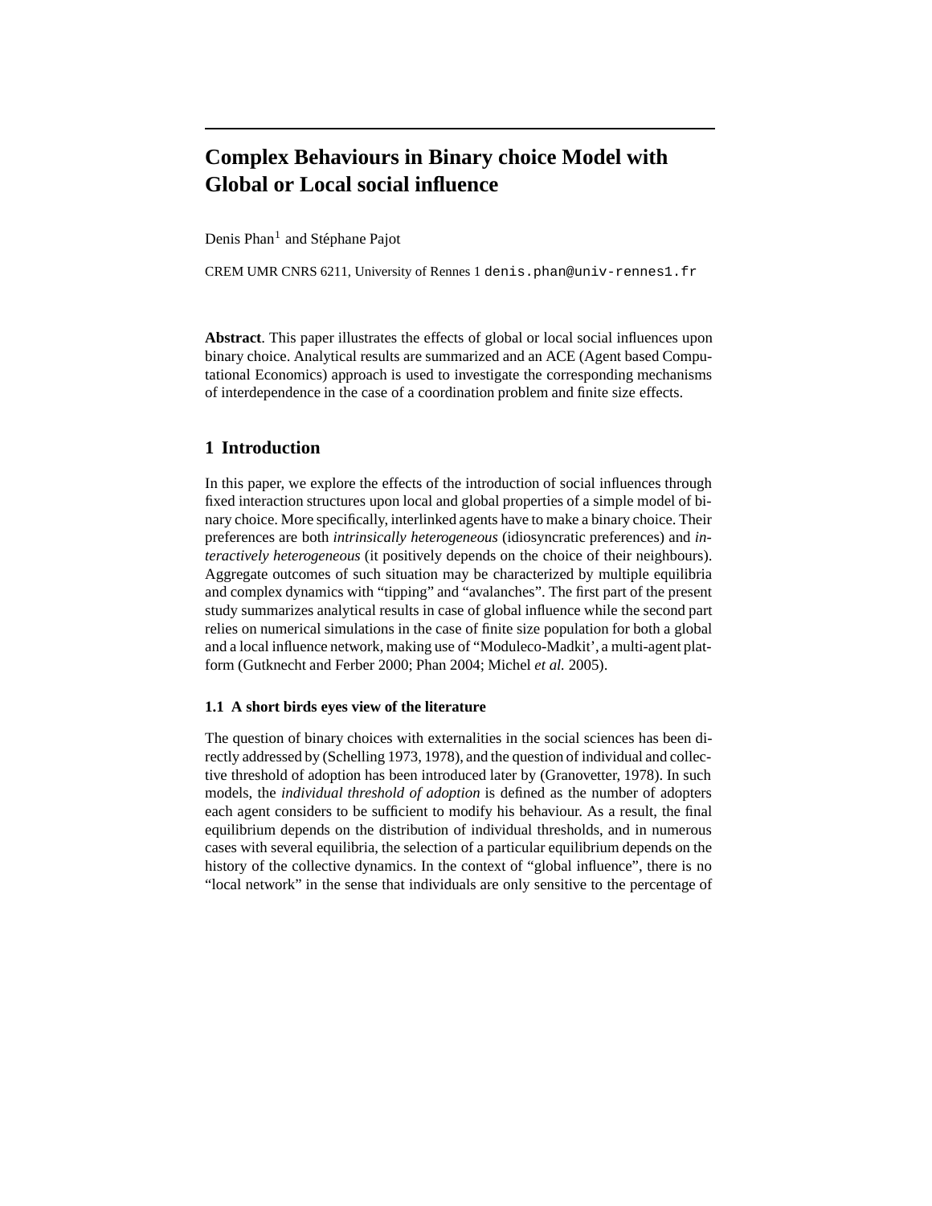# Complex Behaviours in Binary choice Model with Global or Local social influence

Denis Phan[1] and Stéphane Pajot

CREM UMR CNRS 6211, University of Rennes 1 denis.phan@univ-rennes1.fr

**Abstract**. This paper illustrates the effects of global or local social influences upon binary choice. Analytical results are summarized and an ACE (Agent based Computational Economics) approach is used to investigate the corresponding mechanisms of interdependence in the case of a coordination problem and finite size effects.

## 1 Introduction

In this paper, we explore the effects of the introduction of social influences through fixed interaction structures upon local and global properties of a simple model of binary choice. More specifically, interlinked agents have to make a binary choice. Their preferences are both *intrinsically heterogeneous* (idiosyncratic preferences) and *interactively heterogeneous* (it positively depends on the choice of their neighbours). Aggregate outcomes of such situation may be characterized by multiple equilibria and complex dynamics with "tipping" and "avalanches". The first part of the present study summarizes analytical results in case of global influence while the second part relies on numerical simulations in the case of finite size population for both a global and a local influence network, making use of "Moduleco-Madkit', a multi-agent platform (Gutknecht and Ferber 2000; Phan 2004; Michel *et al.* 2005).

### 1.1 A short birds eyes view of the literature

The question of binary choices with externalities in the social sciences has been directly addressed by (Schelling 1973, 1978), and the question of individual and collective threshold of adoption has been introduced later by (Granovetter, 1978). In such models, the *individual threshold of adoption* is defined as the number of adopters each agent considers to be sufficient to modify his behaviour. As a result, the final equilibrium depends on the distribution of individual thresholds, and in numerous cases with several equilibria, the selection of a particular equilibrium depends on the history of the collective dynamics. In the context of "global influence", there is no "local network" in the sense that individuals are only sensitive to the percentage of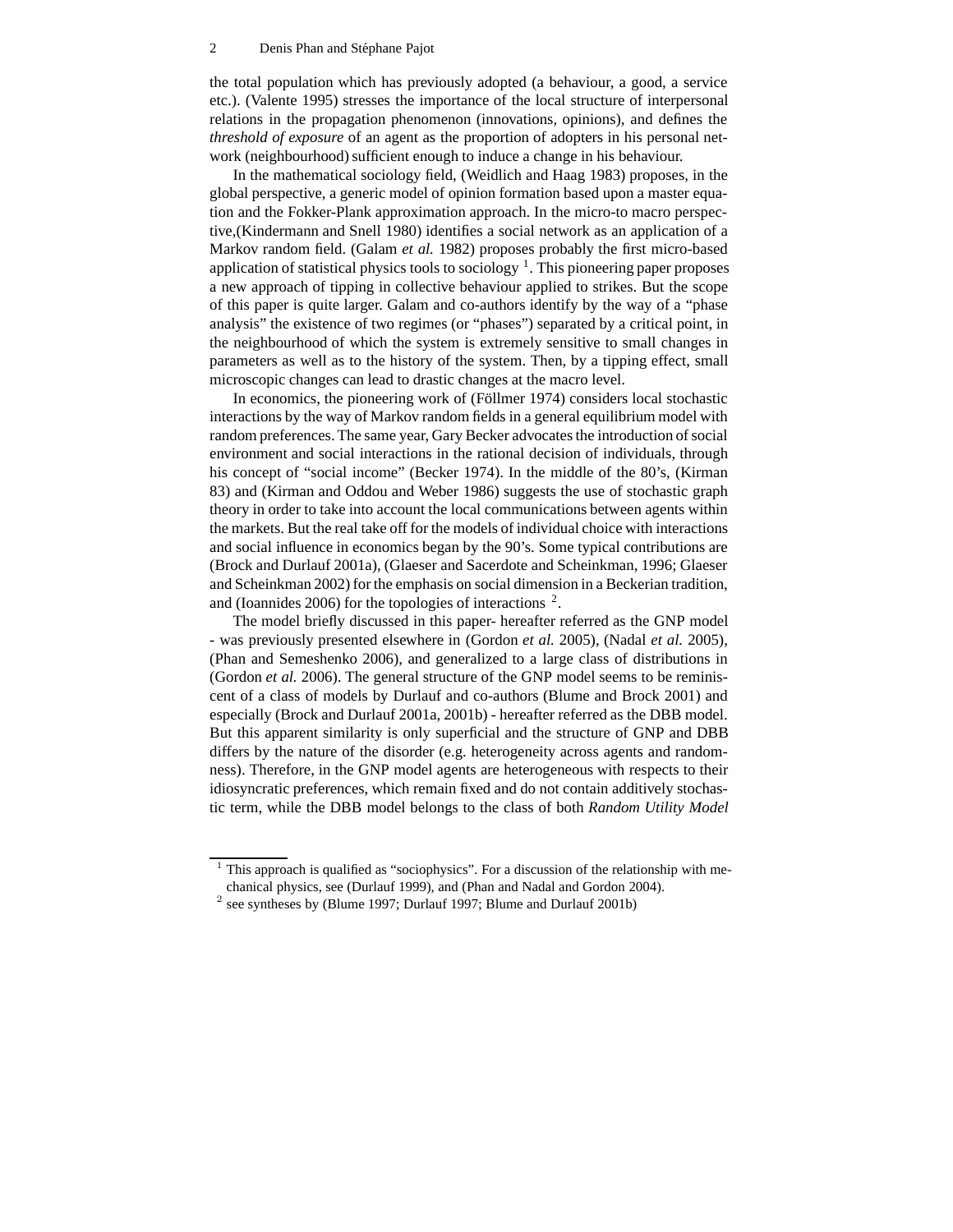the total population which has previously adopted (a behaviour, a good, a service etc.). (Valente 1995) stresses the importance of the local structure of interpersonal relations in the propagation phenomenon (innovations, opinions), and defines the *threshold of exposure* of an agent as the proportion of adopters in his personal network (neighbourhood) sufficient enough to induce a change in his behaviour.

In the mathematical sociology field, (Weidlich and Haag 1983) proposes, in the global perspective, a generic model of opinion formation based upon a master equation and the Fokker-Plank approximation approach. In the micro-to macro perspective,(Kindermann and Snell 1980) identifies a social network as an application of a Markov random field. (Galam *et al.* 1982) proposes probably the first micro-based application of statistical physics tools to sociology [1]. This pioneering paper proposes a new approach of tipping in collective behaviour applied to strikes. But the scope of this paper is quite larger. Galam and co-authors identify by the way of a "phase analysis" the existence of two regimes (or "phases") separated by a critical point, in the neighbourhood of which the system is extremely sensitive to small changes in parameters as well as to the history of the system. Then, by a tipping effect, small microscopic changes can lead to drastic changes at the macro level.

In economics, the pioneering work of (Föllmer 1974) considers local stochastic interactions by the way of Markov random fields in a general equilibrium model with random preferences. The same year, Gary Becker advocates the introduction of social environment and social interactions in the rational decision of individuals, through his concept of "social income" (Becker 1974). In the middle of the 80's, (Kirman 83) and (Kirman and Oddou and Weber 1986) suggests the use of stochastic graph theory in order to take into account the local communications between agents within the markets. But the real take off for the models of individual choice with interactions and social influence in economics began by the 90's. Some typical contributions are (Brock and Durlauf 2001a), (Glaeser and Sacerdote and Scheinkman, 1996; Glaeser and Scheinkman 2002) for the emphasis on social dimension in a Beckerian tradition, and (Ioannides 2006) for the topologies of interactions [2].

The model briefly discussed in this paper- hereafter referred as the GNP model - was previously presented elsewhere in (Gordon *et al.* 2005), (Nadal *et al.* 2005), (Phan and Semeshenko 2006), and generalized to a large class of distributions in (Gordon *et al.* 2006). The general structure of the GNP model seems to be reminiscent of a class of models by Durlauf and co-authors (Blume and Brock 2001) and especially (Brock and Durlauf 2001a, 2001b) - hereafter referred as the DBB model. But this apparent similarity is only superficial and the structure of GNP and DBB differs by the nature of the disorder (e.g. heterogeneity across agents and randomness). Therefore, in the GNP model agents are heterogeneous with respects to their idiosyncratic preferences, which remain fixed and do not contain additively stochastic term, while the DBB model belongs to the class of both *Random Utility Model*

[1] This approach is qualified as "sociophysics". For a discussion of the relationship with mechanical physics, see (Durlauf 1999), and (Phan and Nadal and Gordon 2004).

[2] see syntheses by (Blume 1997; Durlauf 1997; Blume and Durlauf 2001b)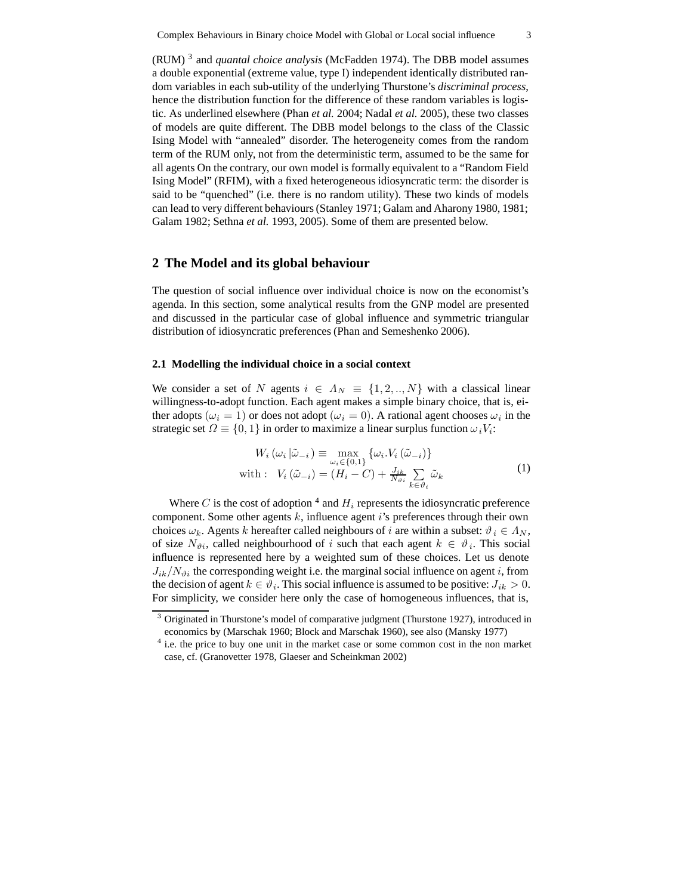(RUM) [3] and *quantal choice analysis* (McFadden 1974). The DBB model assumes a double exponential (extreme value, type I) independent identically distributed random variables in each sub-utility of the underlying Thurstone's *discriminal process*, hence the distribution function for the difference of these random variables is logistic. As underlined elsewhere (Phan *et al.* 2004; Nadal *et al.* 2005), these two classes of models are quite different. The DBB model belongs to the class of the Classic Ising Model with "annealed" disorder. The heterogeneity comes from the random term of the RUM only, not from the deterministic term, assumed to be the same for all agents On the contrary, our own model is formally equivalent to a "Random Field Ising Model" (RFIM), with a fixed heterogeneous idiosyncratic term: the disorder is said to be "quenched" (i.e. there is no random utility). These two kinds of models can lead to very different behaviours (Stanley 1971; Galam and Aharony 1980, 1981; Galam 1982; Sethna *et al.* 1993, 2005). Some of them are presented below.

## 2 The Model and its global behaviour

The question of social influence over individual choice is now on the economist's agenda. In this section, some analytical results from the GNP model are presented and discussed in the particular case of global influence and symmetric triangular distribution of idiosyncratic preferences (Phan and Semeshenko 2006).

### 2.1 Modelling the individual choice in a social context

We consider a set of $N$ agents $i \in \Lambda_N \equiv \{1, 2, .., N\}$ with a classical linear willingness-to-adopt function. Each agent makes a simple binary choice, that is, either adopts ($\omega_i = 1$) or does not adopt ($\omega_i = 0$). A rational agent chooses $\omega_i$ in the strategic set $\Omega \equiv \{0, 1\}$ in order to maximize a linear surplus function $\omega_i V_i$:

$$
\begin{aligned}
W_i\left(\omega_i \left|\tilde{\omega}_{-i}\right.\right) &\equiv \max_{\omega_i \in \{0,1\}} \left\{\omega_i . V_i\left(\tilde{\omega}_{-i}\right)\right\} \\
\text{with :} \quad V_i\left(\tilde{\omega}_{-i}\right) &= \left(H_i - C\right) + \tfrac{J_{ik}}{N_{\vartheta i}} \sum_{k \in \vartheta_i} \tilde{\omega}_k
\end{aligned}
\tag{1}
$$

Where $C$ is the cost of adoption [4] and $H_i$ represents the idiosyncratic preference component. Some other agents $k$, influence agent $i$'s preferences through their own choices $\omega_k$. Agents $k$ hereafter called neighbours of $i$ are within a subset: $\vartheta_i \in \Lambda_N$, of size $N_{\vartheta i}$, called neighbourhood of $i$ such that each agent $k \in \vartheta_i$. This social influence is represented here by a weighted sum of these choices. Let us denote $J_{ik}/N_{\vartheta i}$ the corresponding weight i.e. the marginal social influence on agent $i$, from the decision of agent $k \in \vartheta_i$. This social influence is assumed to be positive: $J_{ik} > 0$. For simplicity, we consider here only the case of homogeneous influences, that is,

---

[3] Originated in Thurstone's model of comparative judgment (Thurstone 1927), introduced in economics by (Marschak 1960; Block and Marschak 1960), see also (Mansky 1977)

[4] i.e. the price to buy one unit in the market case or some common cost in the non market case, cf. (Granovetter 1978, Glaeser and Scheinkman 2002)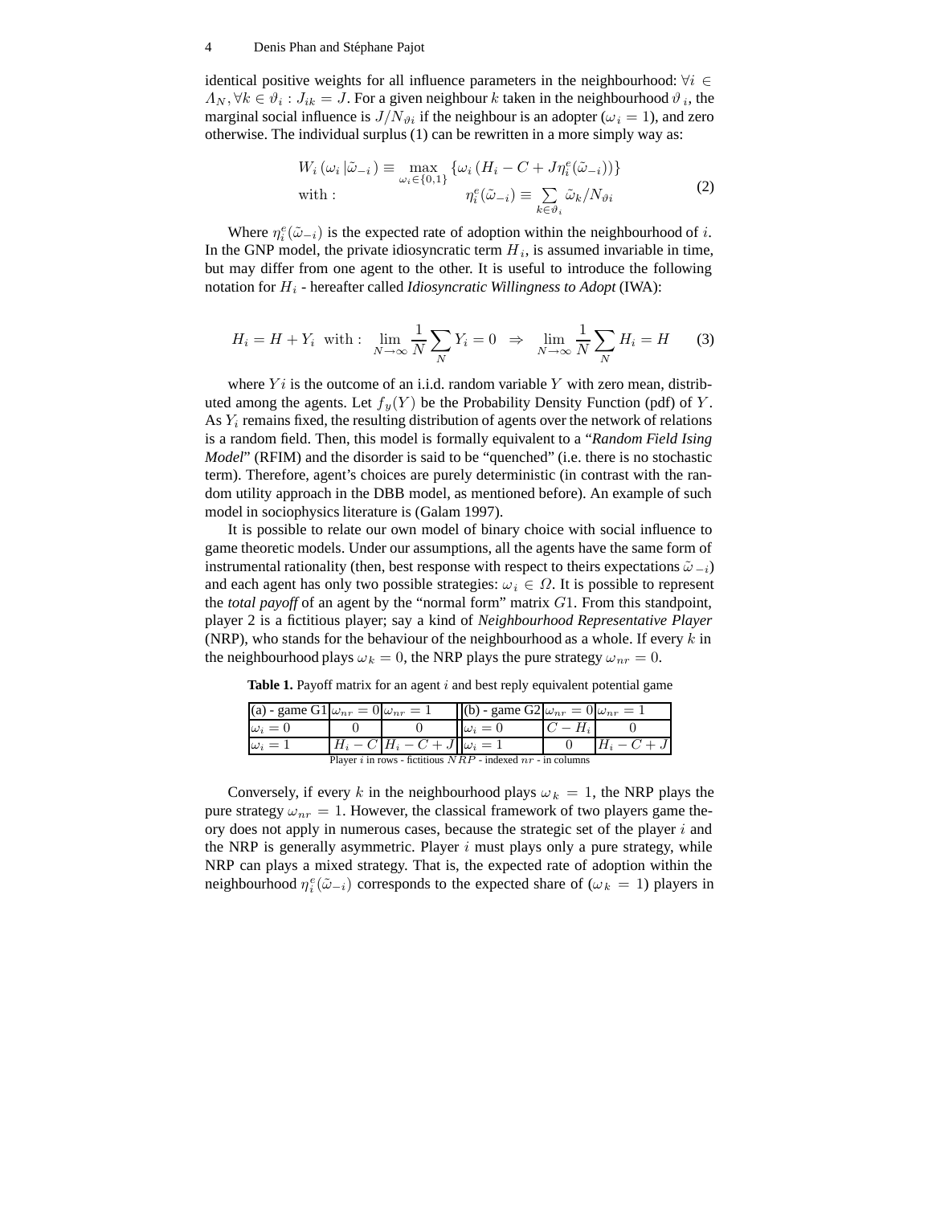identical positive weights for all influence parameters in the neighbourhood: $\forall i \in \Lambda_N, \forall k \in \vartheta_i : J_{ik} = J$. For a given neighbour $k$ taken in the neighbourhood $\vartheta_i$, the marginal social influence is $J/N_{\vartheta i}$ if the neighbour is an adopter ($\omega_i = 1$), and zero otherwise. The individual surplus (1) can be rewritten in a more simply way as:

$$
\begin{aligned}
&W_i\left(\omega_i \left| \tilde{\omega}_{-i}\right.\right) \equiv \max_{\omega_i \in \{0,1\}} \left\{\omega_i \left(H_i - C + J\eta_i^e(\tilde{\omega}_{-i})\right)\right\} \\
&\text{with :} \qquad\qquad\qquad \eta_i^e(\tilde{\omega}_{-i}) \equiv \sum_{k \in \vartheta_i} \tilde{\omega}_k / N_{\vartheta i}
\end{aligned}
\tag{2}
$$

Where $\eta_i^e(\tilde{\omega}_{-i})$ is the expected rate of adoption within the neighbourhood of $i$. In the GNP model, the private idiosyncratic term $H_i$, is assumed invariable in time, but may differ from one agent to the other. It is useful to introduce the following notation for $H_i$ - hereafter called *Idiosyncratic Willingness to Adopt* (IWA):

$$
H_i = H + Y_i \ \text{ with : } \lim_{N \to \infty} \frac{1}{N} \sum_N Y_i = 0 \ \Rightarrow \ \lim_{N \to \infty} \frac{1}{N} \sum_N H_i = H \tag{3}
$$

where $Yi$ is the outcome of an i.i.d. random variable $Y$ with zero mean, distributed among the agents. Let $f_y(Y)$ be the Probability Density Function (pdf) of $Y$. As $Y_i$ remains fixed, the resulting distribution of agents over the network of relations is a random field. Then, this model is formally equivalent to a "*Random Field Ising Model*" (RFIM) and the disorder is said to be "quenched" (i.e. there is no stochastic term). Therefore, agent's choices are purely deterministic (in contrast with the random utility approach in the DBB model, as mentioned before). An example of such model in sociophysics literature is (Galam 1997).

It is possible to relate our own model of binary choice with social influence to game theoretic models. Under our assumptions, all the agents have the same form of instrumental rationality (then, best response with respect to theirs expectations $\tilde{\omega}_{-i}$) and each agent has only two possible strategies: $\omega_i \in \Omega$. It is possible to represent the *total payoff* of an agent by the "normal form" matrix $G1$. From this standpoint, player 2 is a fictitious player; say a kind of *Neighbourhood Representative Player* (NRP), who stands for the behaviour of the neighbourhood as a whole. If every $k$ in the neighbourhood plays $\omega_k = 0$, the NRP plays the pure strategy $\omega_{nr} = 0$.

**Table 1.** Payoff matrix for an agent $i$ and best reply equivalent potential game

| (a) - game G1 | $\omega_{nr} = 0$ | $\omega_{nr} = 1$ | (b) - game G2 | $\omega_{nr} = 0$ | $\omega_{nr} = 1$ |
|---|---|---|---|---|---|
| $\omega_i = 0$ | 0 | 0 | $\omega_i = 0$ | $C - H_i$ | 0 |
| $\omega_i = 1$ | $H_i - C$ | $H_i - C + J$ | $\omega_i = 1$ | 0 | $H_i - C + J$ |

Player $i$ in rows - fictitious $NRP$ - indexed $nr$ - in columns

Conversely, if every $k$ in the neighbourhood plays $\omega_k = 1$, the NRP plays the pure strategy $\omega_{nr} = 1$. However, the classical framework of two players game theory does not apply in numerous cases, because the strategic set of the player $i$ and the NRP is generally asymmetric. Player $i$ must plays only a pure strategy, while NRP can plays a mixed strategy. That is, the expected rate of adoption within the neighbourhood $\eta_i^e(\tilde{\omega}_{-i})$ corresponds to the expected share of ($\omega_k = 1$) players in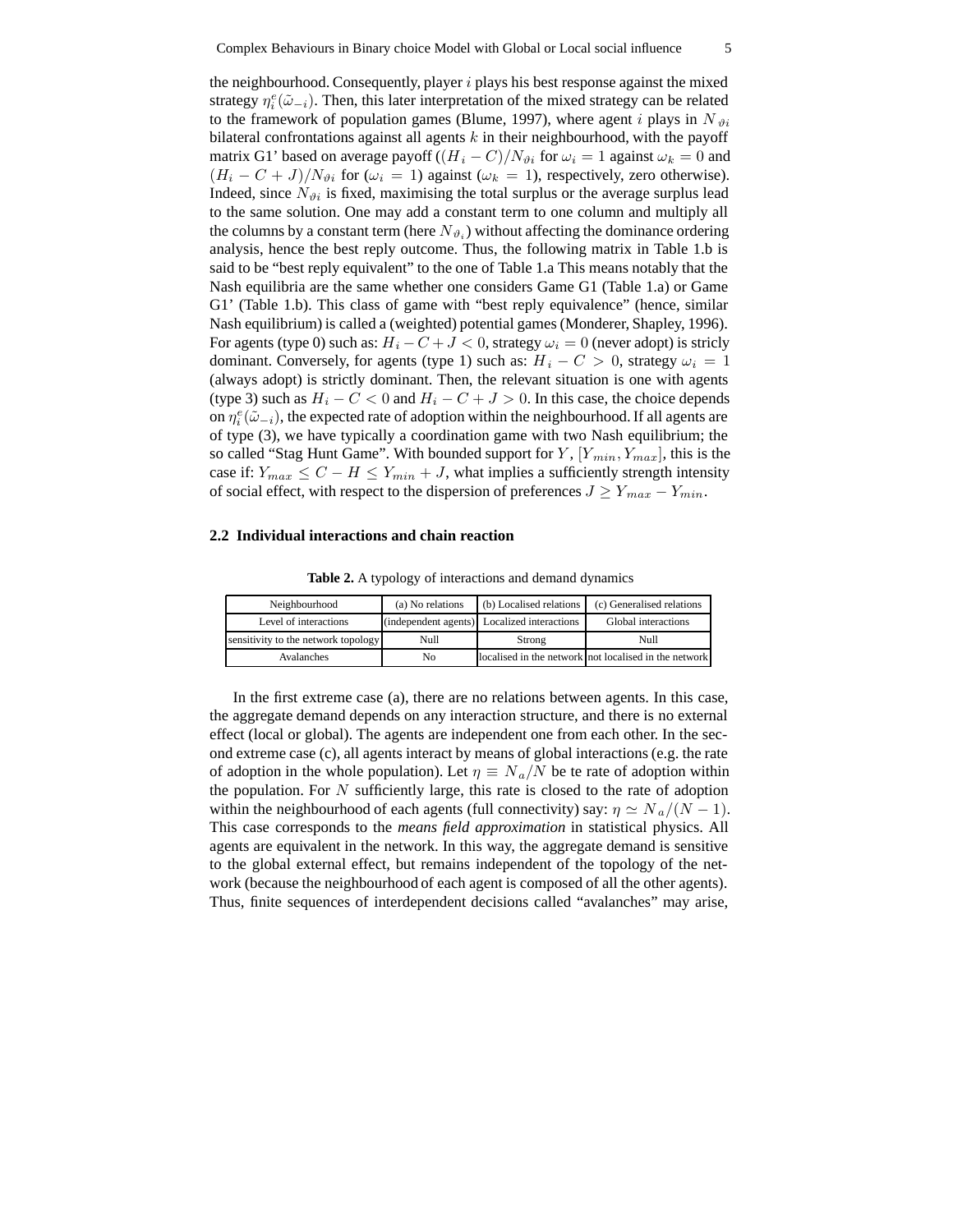the neighbourhood. Consequently, player $i$ plays his best response against the mixed strategy $\eta_i^e(\tilde{\omega}_{-i})$. Then, this later interpretation of the mixed strategy can be related to the framework of population games (Blume, 1997), where agent $i$ plays in $N_{\vartheta i}$ bilateral confrontations against all agents $k$ in their neighbourhood, with the payoff matrix G1' based on average payoff ($(H_i - C)/N_{\vartheta i}$ for $\omega_i = 1$ against $\omega_k = 0$ and $(H_i - C + J)/N_{\vartheta i}$ for ($\omega_i = 1$) against ($\omega_k = 1$), respectively, zero otherwise). Indeed, since $N_{\vartheta i}$ is fixed, maximising the total surplus or the average surplus lead to the same solution. One may add a constant term to one column and multiply all the columns by a constant term (here $N_{\vartheta_i}$) without affecting the dominance ordering analysis, hence the best reply outcome. Thus, the following matrix in Table 1.b is said to be "best reply equivalent" to the one of Table 1.a This means notably that the Nash equilibria are the same whether one considers Game G1 (Table 1.a) or Game G1' (Table 1.b). This class of game with "best reply equivalence" (hence, similar Nash equilibrium) is called a (weighted) potential games (Monderer, Shapley, 1996). For agents (type 0) such as: $H_i - C + J < 0$, strategy $\omega_i = 0$ (never adopt) is stricly dominant. Conversely, for agents (type 1) such as: $H_i - C > 0$, strategy $\omega_i = 1$ (always adopt) is strictly dominant. Then, the relevant situation is one with agents (type 3) such as $H_i - C < 0$ and $H_i - C + J > 0$. In this case, the choice depends on $\eta_i^e(\tilde{\omega}_{-i})$, the expected rate of adoption within the neighbourhood. If all agents are of type (3), we have typically a coordination game with two Nash equilibrium; the so called "Stag Hunt Game". With bounded support for $Y$, $[Y_{min}, Y_{max}]$, this is the case if: $Y_{max} \leq C - H \leq Y_{min} + J$, what implies a sufficiently strength intensity of social effect, with respect to the dispersion of preferences $J \geq Y_{max} - Y_{min}$.

## 2.2 Individual interactions and chain reaction

**Table 2.** A typology of interactions and demand dynamics

| Neighbourhood | (a) No relations | (b) Localised relations | (c) Generalised relations |
|---|---|---|---|
| Level of interactions | (independent agents) | Localized interactions | Global interactions |
| sensitivity to the network topology | Null | Strong | Null |
| Avalanches | No | localised in the network | not localised in the network |

In the first extreme case (a), there are no relations between agents. In this case, the aggregate demand depends on any interaction structure, and there is no external effect (local or global). The agents are independent one from each other. In the second extreme case (c), all agents interact by means of global interactions (e.g. the rate of adoption in the whole population). Let $\eta \equiv N_a/N$ be te rate of adoption within the population. For $N$ sufficiently large, this rate is closed to the rate of adoption within the neighbourhood of each agents (full connectivity) say: $\eta \simeq N_a/(N-1)$. This case corresponds to the *means field approximation* in statistical physics. All agents are equivalent in the network. In this way, the aggregate demand is sensitive to the global external effect, but remains independent of the topology of the network (because the neighbourhood of each agent is composed of all the other agents). Thus, finite sequences of interdependent decisions called "avalanches" may arise,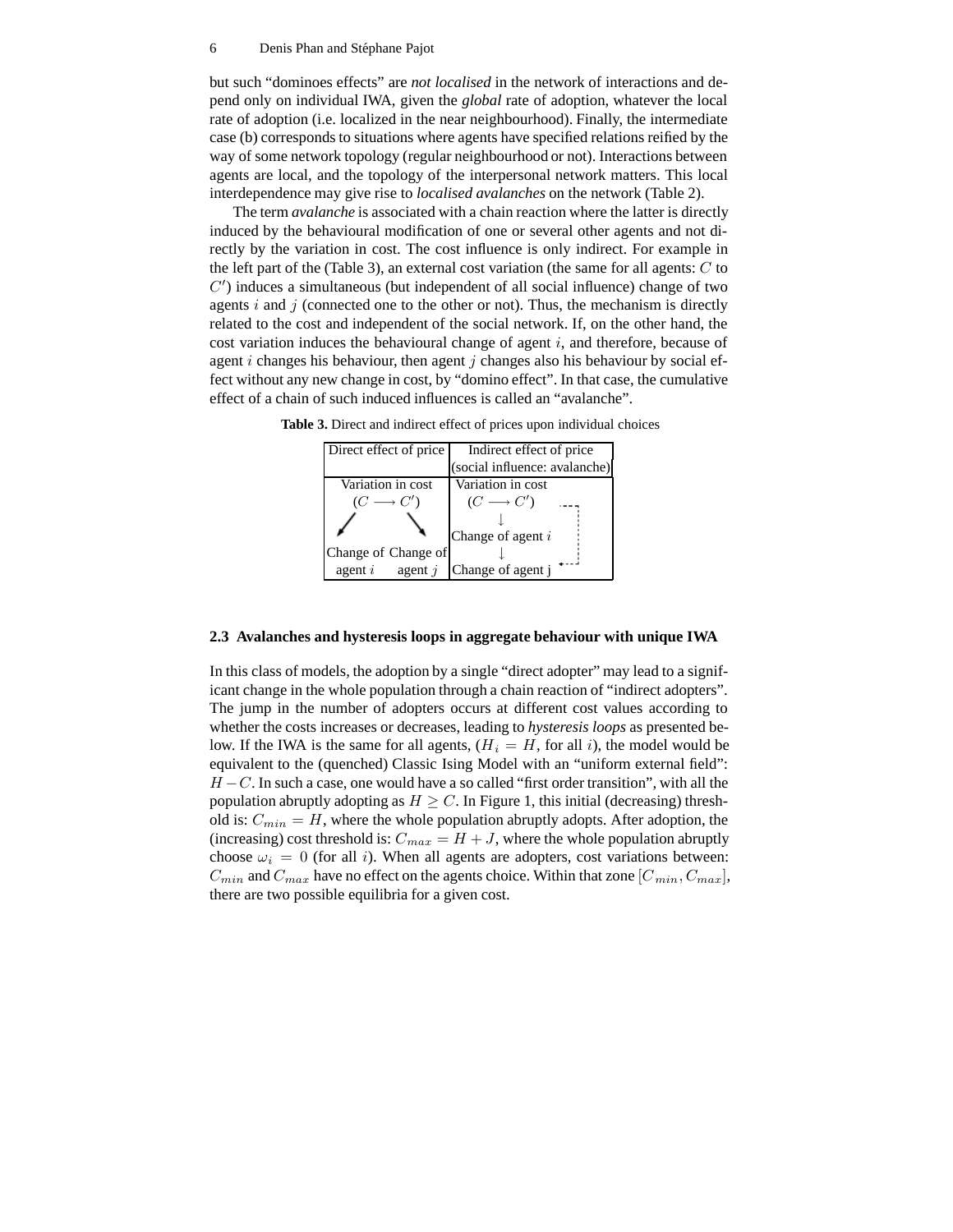but such "dominoes effects" are *not localised* in the network of interactions and depend only on individual IWA, given the *global* rate of adoption, whatever the local rate of adoption (i.e. localized in the near neighbourhood). Finally, the intermediate case (b) corresponds to situations where agents have specified relations reified by the way of some network topology (regular neighbourhood or not). Interactions between agents are local, and the topology of the interpersonal network matters. This local interdependence may give rise to *localised avalanches* on the network (Table 2).

The term *avalanche* is associated with a chain reaction where the latter is directly induced by the behavioural modification of one or several other agents and not directly by the variation in cost. The cost influence is only indirect. For example in the left part of the (Table 3), an external cost variation (the same for all agents: $C$ to $C'$) induces a simultaneous (but independent of all social influence) change of two agents $i$ and $j$ (connected one to the other or not). Thus, the mechanism is directly related to the cost and independent of the social network. If, on the other hand, the cost variation induces the behavioural change of agent $i$, and therefore, because of agent $i$ changes his behaviour, then agent $j$ changes also his behaviour by social effect without any new change in cost, by "domino effect". In that case, the cumulative effect of a chain of such induced influences is called an "avalanche".

**Table 3.** Direct and indirect effect of prices upon individual choices

| Direct effect of price | Indirect effect of price (social influence: avalanche) |
|---|---|
| Variation in cost ($C \longrightarrow C'$) | Variation in cost ($C \longrightarrow C'$) |
| ↙ ↘ | ↓ |
| Change of agent $i$ · Change of agent $j$ | Change of agent $i$ ↓ Change of agent j |

## 2.3 Avalanches and hysteresis loops in aggregate behaviour with unique IWA

In this class of models, the adoption by a single "direct adopter" may lead to a significant change in the whole population through a chain reaction of "indirect adopters". The jump in the number of adopters occurs at different cost values according to whether the costs increases or decreases, leading to *hysteresis loops* as presented below. If the IWA is the same for all agents, ($H_i = H$, for all $i$), the model would be equivalent to the (quenched) Classic Ising Model with an "uniform external field": $H - C$. In such a case, one would have a so called "first order transition", with all the population abruptly adopting as $H \geq C$. In Figure 1, this initial (decreasing) threshold is: $C_{min} = H$, where the whole population abruptly adopts. After adoption, the (increasing) cost threshold is: $C_{max} = H + J$, where the whole population abruptly choose $\omega_i = 0$ (for all $i$). When all agents are adopters, cost variations between: $C_{min}$ and $C_{max}$ have no effect on the agents choice. Within that zone $[C_{min}, C_{max}]$, there are two possible equilibria for a given cost.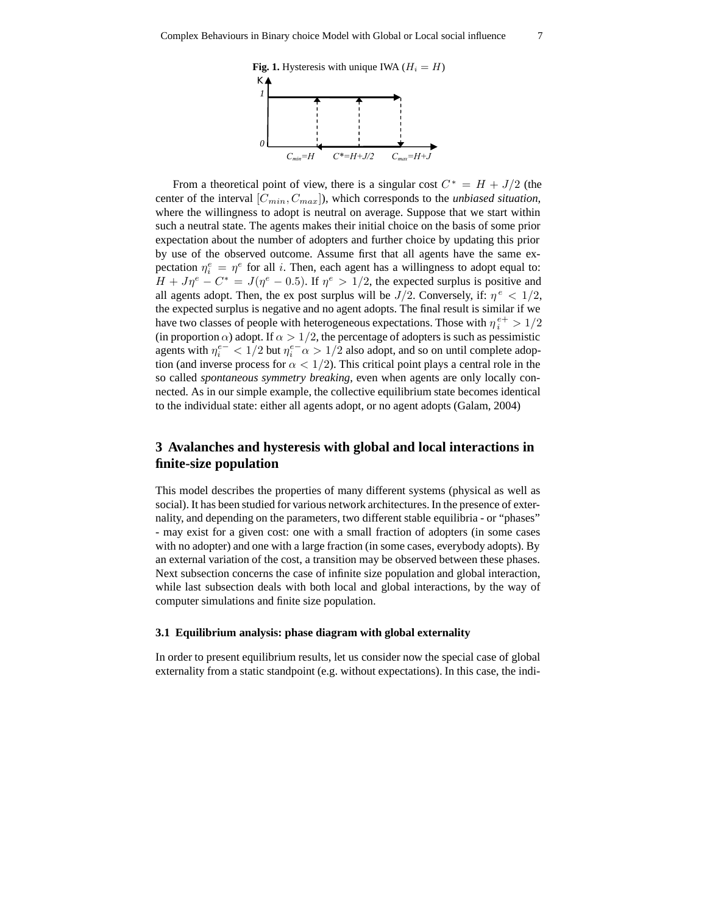**Fig. 1.** Hysteresis with unique IWA ($H_i = H$)

From a theoretical point of view, there is a singular cost $C^* = H + J/2$ (the center of the interval $[C_{min}, C_{max}]$), which corresponds to the *unbiased situation*, where the willingness to adopt is neutral on average. Suppose that we start within such a neutral state. The agents makes their initial choice on the basis of some prior expectation about the number of adopters and further choice by updating this prior by use of the observed outcome. Assume first that all agents have the same expectation $\eta_i^e = \eta^e$ for all $i$. Then, each agent has a willingness to adopt equal to: $H + J\eta^e - C^* = J(\eta^e - 0.5)$. If $\eta^e > 1/2$, the expected surplus is positive and all agents adopt. Then, the ex post surplus will be $J/2$. Conversely, if: $\eta^e < 1/2$, the expected surplus is negative and no agent adopts. The final result is similar if we have two classes of people with heterogeneous expectations. Those with $\eta_i^{e+} > 1/2$ (in proportion $\alpha$) adopt. If $\alpha > 1/2$, the percentage of adopters is such as pessimistic agents with $\eta_i^{e-} < 1/2$ but $\eta_i^{e-}\alpha > 1/2$ also adopt, and so on until complete adoption (and inverse process for $\alpha < 1/2$). This critical point plays a central role in the so called *spontaneous symmetry breaking*, even when agents are only locally connected. As in our simple example, the collective equilibrium state becomes identical to the individual state: either all agents adopt, or no agent adopts (Galam, 2004)

## 3 Avalanches and hysteresis with global and local interactions in finite-size population

This model describes the properties of many different systems (physical as well as social). It has been studied for various network architectures. In the presence of externality, and depending on the parameters, two different stable equilibria - or "phases" - may exist for a given cost: one with a small fraction of adopters (in some cases with no adopter) and one with a large fraction (in some cases, everybody adopts). By an external variation of the cost, a transition may be observed between these phases. Next subsection concerns the case of infinite size population and global interaction, while last subsection deals with both local and global interactions, by the way of computer simulations and finite size population.

### 3.1 Equilibrium analysis: phase diagram with global externality

In order to present equilibrium results, let us consider now the special case of global externality from a static standpoint (e.g. without expectations). In this case, the indi-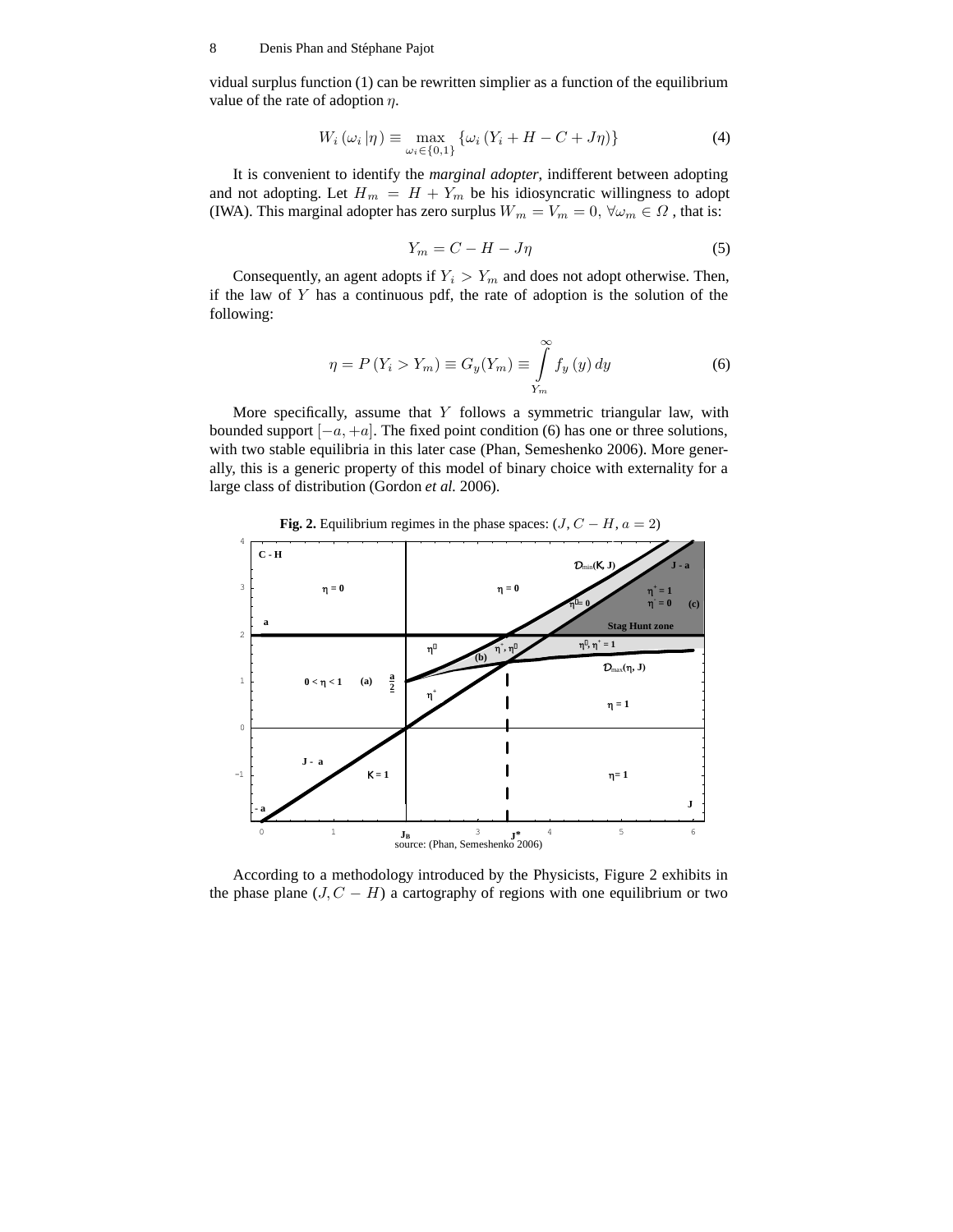vidual surplus function (1) can be rewritten simplier as a function of the equilibrium value of the rate of adoption $\eta$.

$$W_i(\omega_i|\eta) \equiv \max_{\omega_i \in \{0,1\}} \{\omega_i (Y_i + H - C + J\eta)\} \tag{4}$$

It is convenient to identify the *marginal adopter*, indifferent between adopting and not adopting. Let $H_m = H + Y_m$ be his idiosyncratic willingness to adopt (IWA). This marginal adopter has zero surplus $W_m = V_m = 0, \; \forall \omega_m \in \Omega$ , that is:

$$Y_m = C - H - J\eta \tag{5}$$

Consequently, an agent adopts if $Y_i > Y_m$ and does not adopt otherwise. Then, if the law of $Y$ has a continuous pdf, the rate of adoption is the solution of the following:

$$\eta = P(Y_i > Y_m) \equiv G_y(Y_m) \equiv \int_{Y_m}^{\infty} f_y(y)\, dy \tag{6}$$

More specifically, assume that $Y$ follows a symmetric triangular law, with bounded support $[-a, +a]$. The fixed point condition (6) has one or three solutions, with two stable equilibria in this later case (Phan, Semeshenko 2006). More generally, this is a generic property of this model of binary choice with externality for a large class of distribution (Gordon *et al.* 2006).

**Fig. 2.** Equilibrium regimes in the phase spaces: $(J, C - H, a = 2)$

source: (Phan, Semeshenko 2006)

According to a methodology introduced by the Physicists, Figure 2 exhibits in the phase plane $(J, C - H)$ a cartography of regions with one equilibrium or two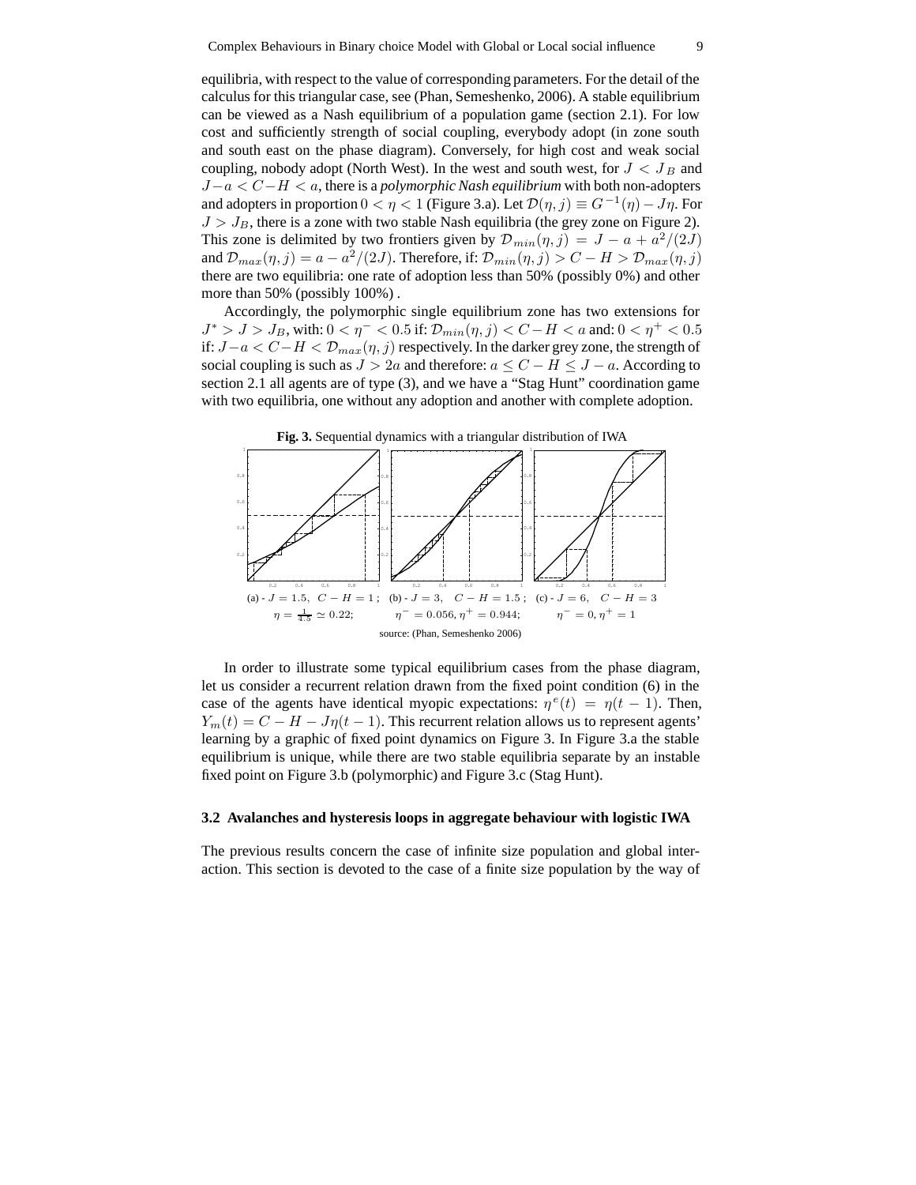equilibria, with respect to the value of corresponding parameters. For the detail of the calculus for this triangular case, see (Phan, Semeshenko, 2006). A stable equilibrium can be viewed as a Nash equilibrium of a population game (section 2.1). For low cost and sufficiently strength of social coupling, everybody adopt (in zone south and south east on the phase diagram). Conversely, for high cost and weak social coupling, nobody adopt (North West). In the west and south west, for $J < J_B$ and $J - a < C - H < a$, there is a *polymorphic Nash equilibrium* with both non-adopters and adopters in proportion $0 < \eta < 1$ (Figure 3.a). Let $\mathcal{D}(\eta, j) \equiv G^{-1}(\eta) - J\eta$. For $J > J_B$, there is a zone with two stable Nash equilibria (the grey zone on Figure 2). This zone is delimited by two frontiers given by $\mathcal{D}_{min}(\eta, j) = J - a + a^2/(2J)$ and $\mathcal{D}_{max}(\eta, j) = a - a^2/(2J)$. Therefore, if: $\mathcal{D}_{min}(\eta, j) > C - H > \mathcal{D}_{max}(\eta, j)$ there are two equilibria: one rate of adoption less than 50% (possibly 0%) and other more than 50% (possibly 100%) .

Accordingly, the polymorphic single equilibrium zone has two extensions for $J^* > J > J_B$, with: $0 < \eta^- < 0.5$ if: $\mathcal{D}_{min}(\eta, j) < C - H < a$ and: $0 < \eta^+ < 0.5$ if: $J - a < C - H < \mathcal{D}_{max}(\eta, j)$ respectively. In the darker grey zone, the strength of social coupling is such as $J > 2a$ and therefore: $a \leq C - H \leq J - a$. According to section 2.1 all agents are of type (3), and we have a "Stag Hunt" coordination game with two equilibria, one without any adoption and another with complete adoption.

**Fig. 3.** Sequential dynamics with a triangular distribution of IWA

(a) - $J = 1.5$, $C - H = 1$ ; $\eta = \frac{1}{4.5} \simeq 0.22$; (b) - $J = 3$, $C - H = 1.5$ ; $\eta^- = 0.056, \eta^+ = 0.944$; (c) - $J = 6$, $C - H = 3$ $\eta^- = 0, \eta^+ = 1$

source: (Phan, Semeshenko 2006)

In order to illustrate some typical equilibrium cases from the phase diagram, let us consider a recurrent relation drawn from the fixed point condition (6) in the case of the agents have identical myopic expectations: $\eta^e(t) = \eta(t-1)$. Then, $Y_m(t) = C - H - J\eta(t-1)$. This recurrent relation allows us to represent agents' learning by a graphic of fixed point dynamics on Figure 3. In Figure 3.a the stable equilibrium is unique, while there are two stable equilibria separate by an instable fixed point on Figure 3.b (polymorphic) and Figure 3.c (Stag Hunt).

### 3.2 Avalanches and hysteresis loops in aggregate behaviour with logistic IWA

The previous results concern the case of infinite size population and global interaction. This section is devoted to the case of a finite size population by the way of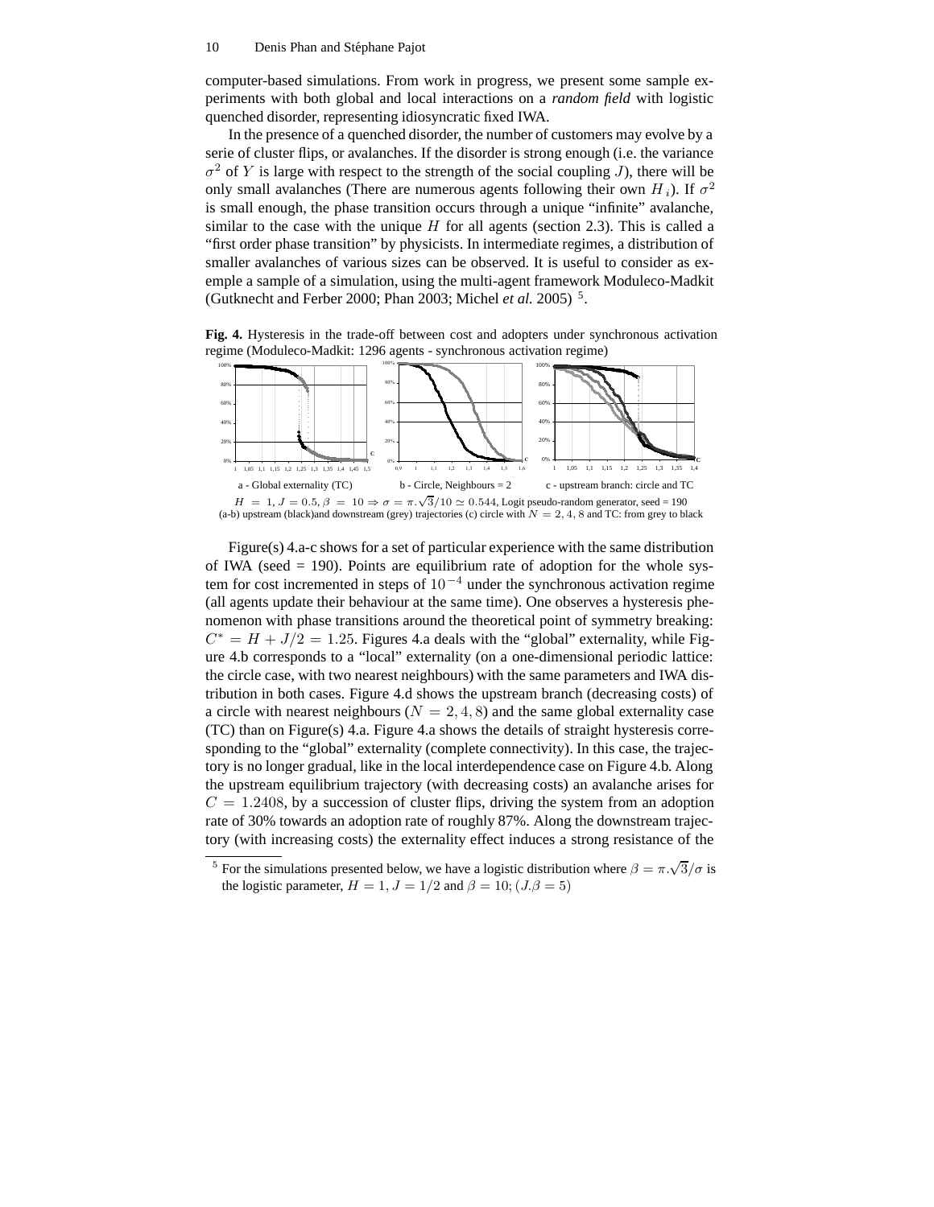computer-based simulations. From work in progress, we present some sample experiments with both global and local interactions on a *random field* with logistic quenched disorder, representing idiosyncratic fixed IWA.

In the presence of a quenched disorder, the number of customers may evolve by a serie of cluster flips, or avalanches. If the disorder is strong enough (i.e. the variance $\sigma^2$ of $Y$ is large with respect to the strength of the social coupling $J$), there will be only small avalanches (There are numerous agents following their own $H_i$). If $\sigma^2$ is small enough, the phase transition occurs through a unique "infinite" avalanche, similar to the case with the unique $H$ for all agents (section 2.3). This is called a "first order phase transition" by physicists. In intermediate regimes, a distribution of smaller avalanches of various sizes can be observed. It is useful to consider as exemple a sample of a simulation, using the multi-agent framework Moduleco-Madkit (Gutknecht and Ferber 2000; Phan 2003; Michel *et al.* 2005) [5].

**Fig. 4.** Hysteresis in the trade-off between cost and adopters under synchronous activation regime (Moduleco-Madkit: 1296 agents - synchronous activation regime)

a - Global externality (TC) b - Circle, Neighbours = 2 c - upstream branch: circle and TC

$H = 1, J = 0.5, \beta = 10 \Rightarrow \sigma = \pi.\sqrt{3}/10 \simeq 0.544$, Logit pseudo-random generator, seed = 190
(a-b) upstream (black)and downstream (grey) trajectories (c) circle with $N = 2, 4, 8$ and TC: from grey to black

Figure(s) 4.a-c shows for a set of particular experience with the same distribution of IWA (seed = 190). Points are equilibrium rate of adoption for the whole system for cost incremented in steps of $10^{-4}$ under the synchronous activation regime (all agents update their behaviour at the same time). One observes a hysteresis phenomenon with phase transitions around the theoretical point of symmetry breaking: $C^* = H + J/2 = 1.25$. Figures 4.a deals with the "global" externality, while Figure 4.b corresponds to a "local" externality (on a one-dimensional periodic lattice: the circle case, with two nearest neighbours) with the same parameters and IWA distribution in both cases. Figure 4.d shows the upstream branch (decreasing costs) of a circle with nearest neighbours ($N = 2, 4, 8$) and the same global externality case (TC) than on Figure(s) 4.a. Figure 4.a shows the details of straight hysteresis corresponding to the "global" externality (complete connectivity). In this case, the trajectory is no longer gradual, like in the local interdependence case on Figure 4.b. Along the upstream equilibrium trajectory (with decreasing costs) an avalanche arises for $C = 1.2408$, by a succession of cluster flips, driving the system from an adoption rate of 30% towards an adoption rate of roughly 87%. Along the downstream trajectory (with increasing costs) the externality effect induces a strong resistance of the

---

[5] For the simulations presented below, we have a logistic distribution where $\beta = \pi.\sqrt{3}/\sigma$ is the logistic parameter, $H = 1, J = 1/2$ and $\beta = 10$; $(J.\beta = 5)$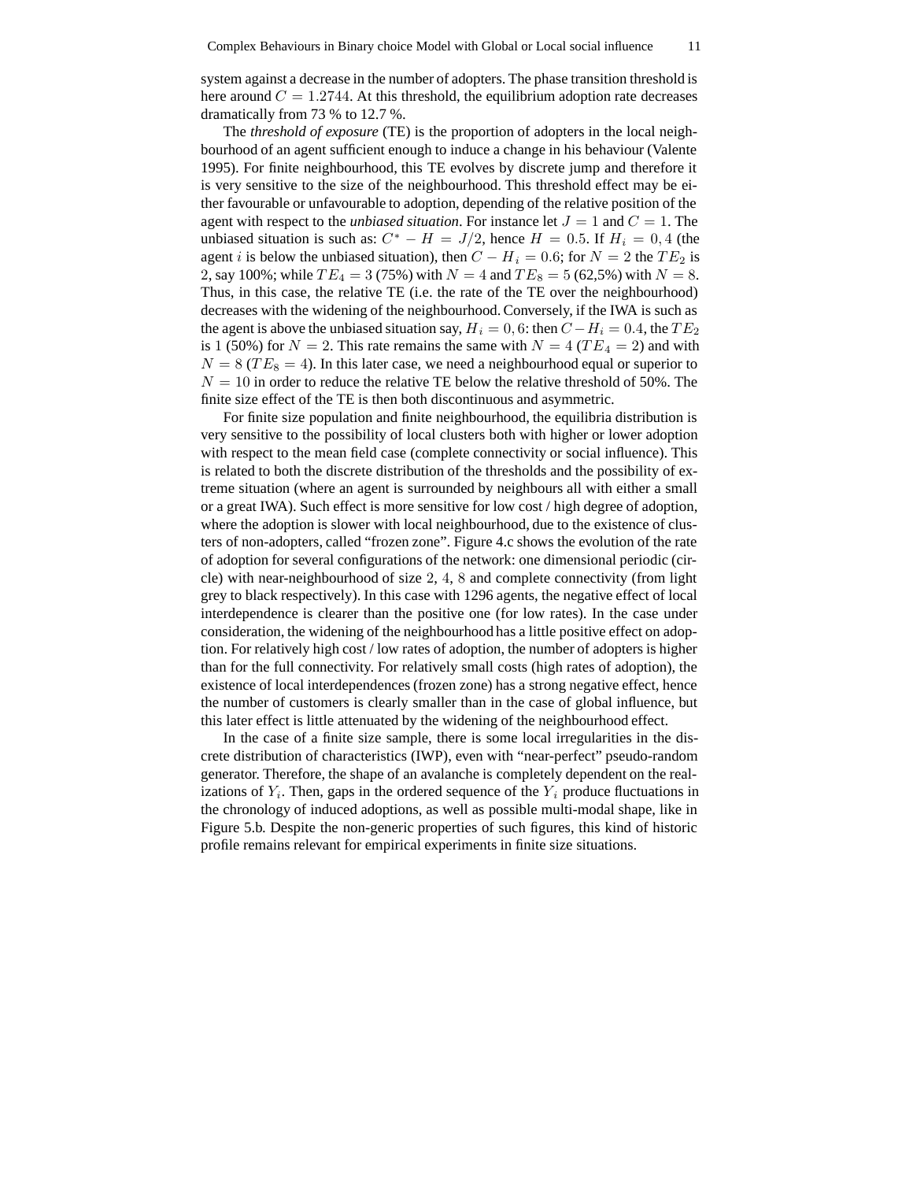system against a decrease in the number of adopters. The phase transition threshold is here around $C = 1.2744$. At this threshold, the equilibrium adoption rate decreases dramatically from 73 % to 12.7 %.

The *threshold of exposure* (TE) is the proportion of adopters in the local neighbourhood of an agent sufficient enough to induce a change in his behaviour (Valente 1995). For finite neighbourhood, this TE evolves by discrete jump and therefore it is very sensitive to the size of the neighbourhood. This threshold effect may be either favourable or unfavourable to adoption, depending of the relative position of the agent with respect to the *unbiased situation*. For instance let $J = 1$ and $C = 1$. The unbiased situation is such as: $C^* - H = J/2$, hence $H = 0.5$. If $H_i = 0,4$ (the agent $i$ is below the unbiased situation), then $C - H_i = 0.6$; for $N = 2$ the $TE_2$ is 2, say 100%; while $TE_4 = 3$ (75%) with $N = 4$ and $TE_8 = 5$ (62,5%) with $N = 8$. Thus, in this case, the relative TE (i.e. the rate of the TE over the neighbourhood) decreases with the widening of the neighbourhood. Conversely, if the IWA is such as the agent is above the unbiased situation say, $H_i = 0,6$: then $C - H_i = 0.4$, the $TE_2$ is 1 (50%) for $N = 2$. This rate remains the same with $N = 4$ ($TE_4 = 2$) and with $N = 8$ ($TE_8 = 4$). In this later case, we need a neighbourhood equal or superior to $N = 10$ in order to reduce the relative TE below the relative threshold of 50%. The finite size effect of the TE is then both discontinuous and asymmetric.

For finite size population and finite neighbourhood, the equilibria distribution is very sensitive to the possibility of local clusters both with higher or lower adoption with respect to the mean field case (complete connectivity or social influence). This is related to both the discrete distribution of the thresholds and the possibility of extreme situation (where an agent is surrounded by neighbours all with either a small or a great IWA). Such effect is more sensitive for low cost / high degree of adoption, where the adoption is slower with local neighbourhood, due to the existence of clusters of non-adopters, called "frozen zone". Figure 4.c shows the evolution of the rate of adoption for several configurations of the network: one dimensional periodic (circle) with near-neighbourhood of size $2$, $4$, $8$ and complete connectivity (from light grey to black respectively). In this case with 1296 agents, the negative effect of local interdependence is clearer than the positive one (for low rates). In the case under consideration, the widening of the neighbourhood has a little positive effect on adoption. For relatively high cost / low rates of adoption, the number of adopters is higher than for the full connectivity. For relatively small costs (high rates of adoption), the existence of local interdependences (frozen zone) has a strong negative effect, hence the number of customers is clearly smaller than in the case of global influence, but this later effect is little attenuated by the widening of the neighbourhood effect.

In the case of a finite size sample, there is some local irregularities in the discrete distribution of characteristics (IWP), even with "near-perfect" pseudo-random generator. Therefore, the shape of an avalanche is completely dependent on the realizations of $Y_i$. Then, gaps in the ordered sequence of the $Y_i$ produce fluctuations in the chronology of induced adoptions, as well as possible multi-modal shape, like in Figure 5.b. Despite the non-generic properties of such figures, this kind of historic profile remains relevant for empirical experiments in finite size situations.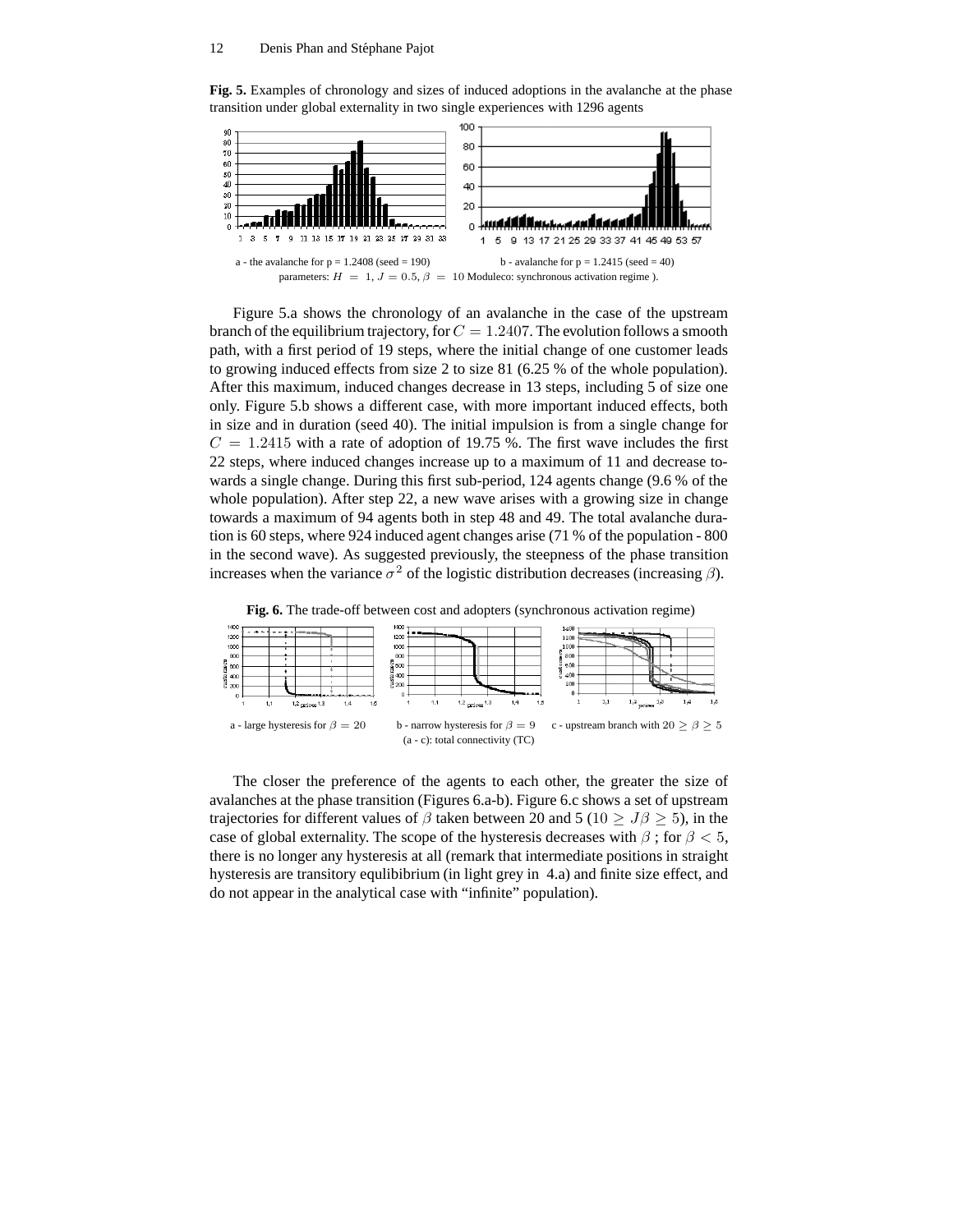**Fig. 5.** Examples of chronology and sizes of induced adoptions in the avalanche at the phase transition under global externality in two single experiences with 1296 agents

a - the avalanche for p = 1.2408 (seed = 190) b - avalanche for p = 1.2415 (seed = 40)

parameters: $H = 1, J = 0.5, \beta = 10$ Moduleco: synchronous activation regime ).

Figure 5.a shows the chronology of an avalanche in the case of the upstream branch of the equilibrium trajectory, for $C = 1.2407$. The evolution follows a smooth path, with a first period of 19 steps, where the initial change of one customer leads to growing induced effects from size 2 to size 81 (6.25 % of the whole population). After this maximum, induced changes decrease in 13 steps, including 5 of size one only. Figure 5.b shows a different case, with more important induced effects, both in size and in duration (seed 40). The initial impulsion is from a single change for $C = 1.2415$ with a rate of adoption of 19.75 %. The first wave includes the first 22 steps, where induced changes increase up to a maximum of 11 and decrease towards a single change. During this first sub-period, 124 agents change (9.6 % of the whole population). After step 22, a new wave arises with a growing size in change towards a maximum of 94 agents both in step 48 and 49. The total avalanche duration is 60 steps, where 924 induced agent changes arise (71 % of the population - 800 in the second wave). As suggested previously, the steepness of the phase transition increases when the variance $\sigma^2$ of the logistic distribution decreases (increasing $\beta$).

**Fig. 6.** The trade-off between cost and adopters (synchronous activation regime)

a - large hysteresis for $\beta = 20$ b - narrow hysteresis for $\beta = 9$ c - upstream branch with $20 \geq \beta \geq 5$

(a - c): total connectivity (TC)

The closer the preference of the agents to each other, the greater the size of avalanches at the phase transition (Figures 6.a-b). Figure 6.c shows a set of upstream trajectories for different values of $\beta$ taken between 20 and 5 ($10 \geq J\beta \geq 5$), in the case of global externality. The scope of the hysteresis decreases with $\beta$ ; for $\beta < 5$, there is no longer any hysteresis at all (remark that intermediate positions in straight hysteresis are transitory equlibibrium (in light grey in 4.a) and finite size effect, and do not appear in the analytical case with "infinite" population).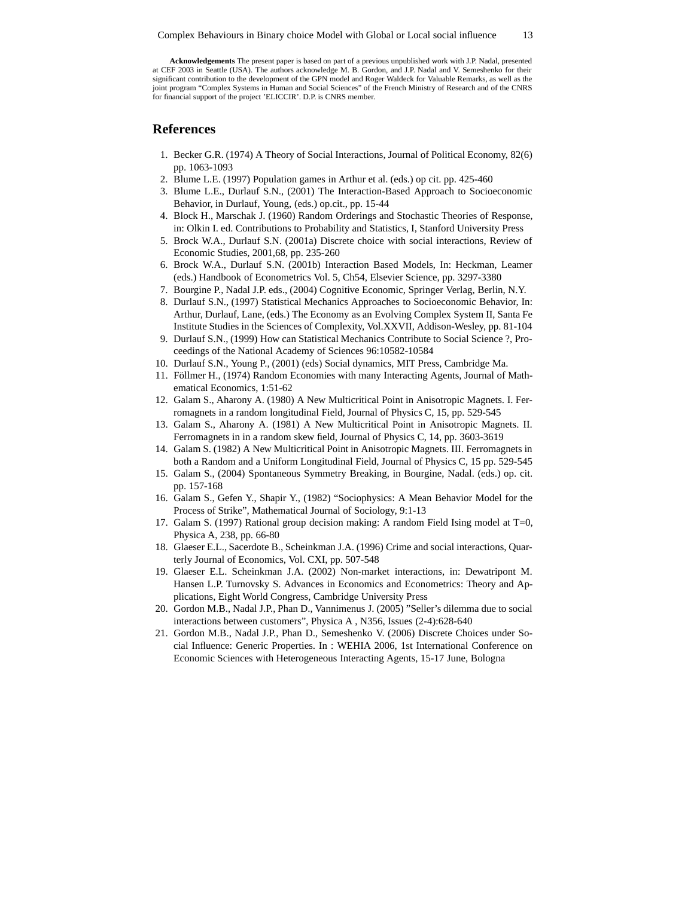**Acknowledgements** The present paper is based on part of a previous unpublished work with J.P. Nadal, presented at CEF 2003 in Seattle (USA). The authors acknowledge M. B. Gordon, and J.P. Nadal and V. Semeshenko for their significant contribution to the development of the GPN model and Roger Waldeck for Valuable Remarks, as well as the joint program "Complex Systems in Human and Social Sciences" of the French Ministry of Research and of the CNRS for financial support of the project 'ELICCIR'. D.P. is CNRS member.

## References

1. Becker G.R. (1974) A Theory of Social Interactions, Journal of Political Economy, 82(6) pp. 1063-1093
2. Blume L.E. (1997) Population games in Arthur et al. (eds.) op cit. pp. 425-460
3. Blume L.E., Durlauf S.N., (2001) The Interaction-Based Approach to Socioeconomic Behavior, in Durlauf, Young, (eds.) op.cit., pp. 15-44
4. Block H., Marschak J. (1960) Random Orderings and Stochastic Theories of Response, in: Olkin I. ed. Contributions to Probability and Statistics, I, Stanford University Press
5. Brock W.A., Durlauf S.N. (2001a) Discrete choice with social interactions, Review of Economic Studies, 2001,68, pp. 235-260
6. Brock W.A., Durlauf S.N. (2001b) Interaction Based Models, In: Heckman, Leamer (eds.) Handbook of Econometrics Vol. 5, Ch54, Elsevier Science, pp. 3297-3380
7. Bourgine P., Nadal J.P. eds., (2004) Cognitive Economic, Springer Verlag, Berlin, N.Y.
8. Durlauf S.N., (1997) Statistical Mechanics Approaches to Socioeconomic Behavior, In: Arthur, Durlauf, Lane, (eds.) The Economy as an Evolving Complex System II, Santa Fe Institute Studies in the Sciences of Complexity, Vol.XXVII, Addison-Wesley, pp. 81-104
9. Durlauf S.N., (1999) How can Statistical Mechanics Contribute to Social Science ?, Proceedings of the National Academy of Sciences 96:10582-10584
10. Durlauf S.N., Young P., (2001) (eds) Social dynamics, MIT Press, Cambridge Ma.
11. Föllmer H., (1974) Random Economies with many Interacting Agents, Journal of Mathematical Economics, 1:51-62
12. Galam S., Aharony A. (1980) A New Multicritical Point in Anisotropic Magnets. I. Ferromagnets in a random longitudinal Field, Journal of Physics C, 15, pp. 529-545
13. Galam S., Aharony A. (1981) A New Multicritical Point in Anisotropic Magnets. II. Ferromagnets in in a random skew field, Journal of Physics C, 14, pp. 3603-3619
14. Galam S. (1982) A New Multicritical Point in Anisotropic Magnets. III. Ferromagnets in both a Random and a Uniform Longitudinal Field, Journal of Physics C, 15 pp. 529-545
15. Galam S., (2004) Spontaneous Symmetry Breaking, in Bourgine, Nadal. (eds.) op. cit. pp. 157-168
16. Galam S., Gefen Y., Shapir Y., (1982) "Sociophysics: A Mean Behavior Model for the Process of Strike", Mathematical Journal of Sociology, 9:1-13
17. Galam S. (1997) Rational group decision making: A random Field Ising model at T=0, Physica A, 238, pp. 66-80
18. Glaeser E.L., Sacerdote B., Scheinkman J.A. (1996) Crime and social interactions, Quarterly Journal of Economics, Vol. CXI, pp. 507-548
19. Glaeser E.L. Scheinkman J.A. (2002) Non-market interactions, in: Dewatripont M. Hansen L.P. Turnovsky S. Advances in Economics and Econometrics: Theory and Applications, Eight World Congress, Cambridge University Press
20. Gordon M.B., Nadal J.P., Phan D., Vannimenus J. (2005) "Seller's dilemma due to social interactions between customers", Physica A , N356, Issues (2-4):628-640
21. Gordon M.B., Nadal J.P., Phan D., Semeshenko V. (2006) Discrete Choices under Social Influence: Generic Properties. In : WEHIA 2006, 1st International Conference on Economic Sciences with Heterogeneous Interacting Agents, 15-17 June, Bologna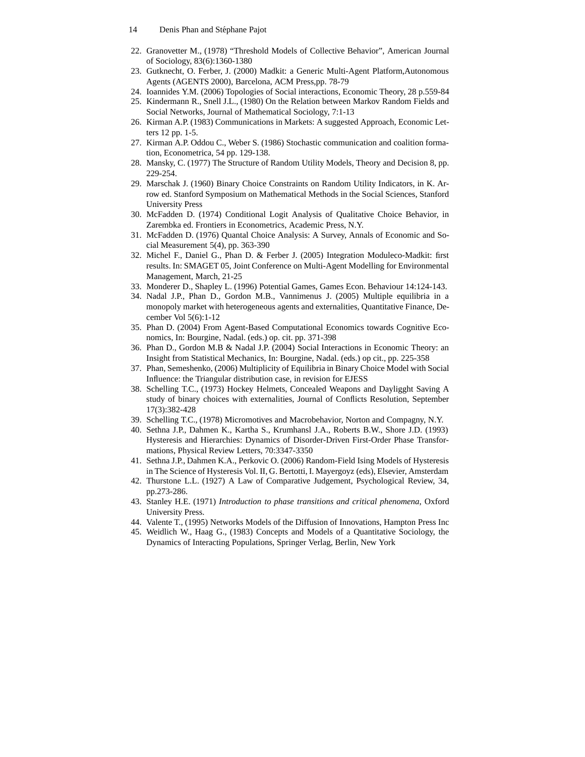22. Granovetter M., (1978) “Threshold Models of Collective Behavior”, American Journal of Sociology, 83(6):1360-1380
23. Gutknecht, O. Ferber, J. (2000) Madkit: a Generic Multi-Agent Platform,Autonomous Agents (AGENTS 2000), Barcelona, ACM Press,pp. 78-79
24. Ioannides Y.M. (2006) Topologies of Social interactions, Economic Theory, 28 p.559-84
25. Kindermann R., Snell J.L., (1980) On the Relation between Markov Random Fields and Social Networks, Journal of Mathematical Sociology, 7:1-13
26. Kirman A.P. (1983) Communications in Markets: A suggested Approach, Economic Letters 12 pp. 1-5.
27. Kirman A.P. Oddou C., Weber S. (1986) Stochastic communication and coalition formation, Econometrica, 54 pp. 129-138.
28. Mansky, C. (1977) The Structure of Random Utility Models, Theory and Decision 8, pp. 229-254.
29. Marschak J. (1960) Binary Choice Constraints on Random Utility Indicators, in K. Arrow ed. Stanford Symposium on Mathematical Methods in the Social Sciences, Stanford University Press
30. McFadden D. (1974) Conditional Logit Analysis of Qualitative Choice Behavior, in Zarembka ed. Frontiers in Econometrics, Academic Press, N.Y.
31. McFadden D. (1976) Quantal Choice Analysis: A Survey, Annals of Economic and Social Measurement 5(4), pp. 363-390
32. Michel F., Daniel G., Phan D. & Ferber J. (2005) Integration Moduleco-Madkit: first results. In: SMAGET 05, Joint Conference on Multi-Agent Modelling for Environmental Management, March, 21-25
33. Monderer D., Shapley L. (1996) Potential Games, Games Econ. Behaviour 14:124-143.
34. Nadal J.P., Phan D., Gordon M.B., Vannimenus J. (2005) Multiple equilibria in a monopoly market with heterogeneous agents and externalities, Quantitative Finance, December Vol 5(6):1-12
35. Phan D. (2004) From Agent-Based Computational Economics towards Cognitive Economics, In: Bourgine, Nadal. (eds.) op. cit. pp. 371-398
36. Phan D., Gordon M.B & Nadal J.P. (2004) Social Interactions in Economic Theory: an Insight from Statistical Mechanics, In: Bourgine, Nadal. (eds.) op cit., pp. 225-358
37. Phan, Semeshenko, (2006) Multiplicity of Equilibria in Binary Choice Model with Social Influence: the Triangular distribution case, in revision for EJESS
38. Schelling T.C., (1973) Hockey Helmets, Concealed Weapons and Dayligght Saving A study of binary choices with externalities, Journal of Conflicts Resolution, September 17(3):382-428
39. Schelling T.C., (1978) Micromotives and Macrobehavior, Norton and Compagny, N.Y.
40. Sethna J.P., Dahmen K., Kartha S., Krumhansl J.A., Roberts B.W., Shore J.D. (1993) Hysteresis and Hierarchies: Dynamics of Disorder-Driven First-Order Phase Transformations, Physical Review Letters, 70:3347-3350
41. Sethna J.P., Dahmen K.A., Perkovic O. (2006) Random-Field Ising Models of Hysteresis in The Science of Hysteresis Vol. II, G. Bertotti, I. Mayergoyz (eds), Elsevier, Amsterdam
42. Thurstone L.L. (1927) A Law of Comparative Judgement, Psychological Review, 34, pp.273-286.
43. Stanley H.E. (1971) *Introduction to phase transitions and critical phenomena*, Oxford University Press.
44. Valente T., (1995) Networks Models of the Diffusion of Innovations, Hampton Press Inc
45. Weidlich W., Haag G., (1983) Concepts and Models of a Quantitative Sociology, the Dynamics of Interacting Populations, Springer Verlag, Berlin, New York